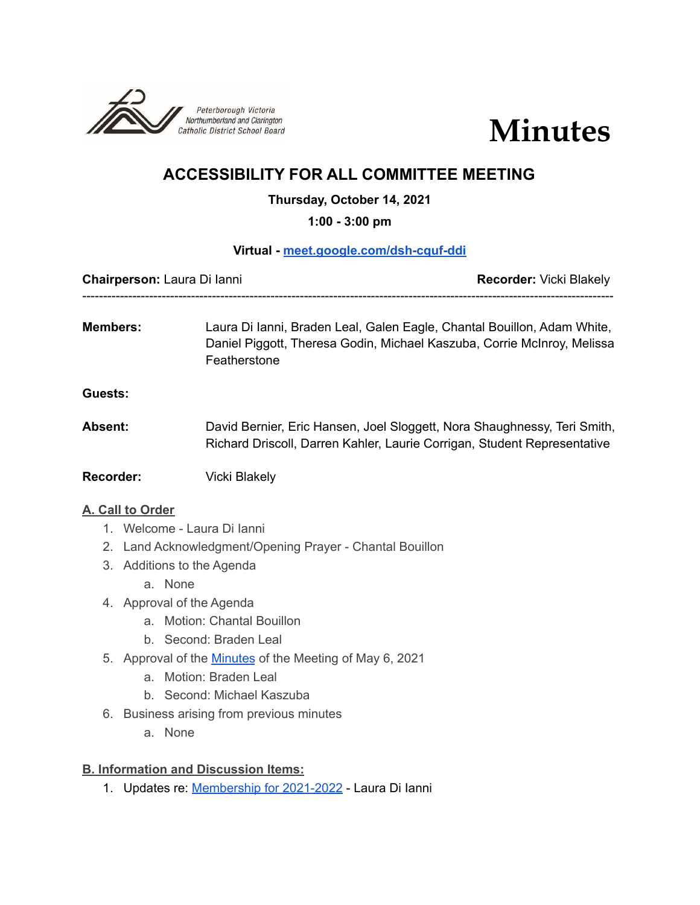Peterborough Victoria Northumberland and Clarington Catholic District School Board

# Minutes

## ACCESSIBILITY FOR ALL COMMITTEE MEETING

**Thursday, October 14, 2021**

**1:00 - 3:00 pm**

**Virtual - [meet.google.com/dsh-cquf-ddi](meet.google.com/dsh-cquf-ddi)**

**Chairperson:** Laura Di Ianni **Recorder:** Vicki Blakely

---

**Members:** Laura Di Ianni, Braden Leal, Galen Eagle, Chantal Bouillon, Adam White, Daniel Piggott, Theresa Godin, Michael Kaszuba, Corrie McInroy, Melissa Featherstone

**Guests:**

**Absent:** David Bernier, Eric Hansen, Joel Sloggett, Nora Shaughnessy, Teri Smith, Richard Driscoll, Darren Kahler, Laurie Corrigan, Student Representative

**Recorder:** Vicki Blakely

### A. Call to Order

1. Welcome - Laura Di Ianni
2. Land Acknowledgment/Opening Prayer - Chantal Bouillon
3. Additions to the Agenda
    a. None
4. Approval of the Agenda
    a. Motion: Chantal Bouillon
    b. Second: Braden Leal
5. Approval of the Minutes of the Meeting of May 6, 2021
    a. Motion: Braden Leal
    b. Second: Michael Kaszuba
6. Business arising from previous minutes
    a. None

### B. Information and Discussion Items:

1. Updates re: Membership for 2021-2022 - Laura Di Ianni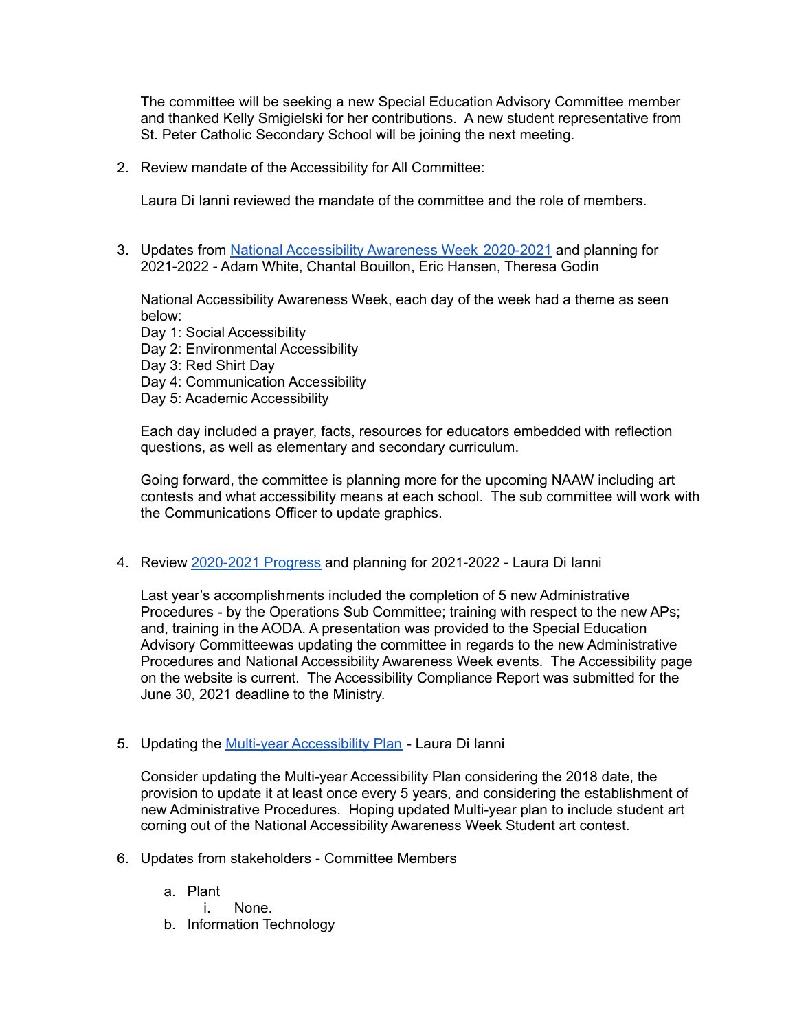The committee will be seeking a new Special Education Advisory Committee member and thanked Kelly Smigielski for her contributions. A new student representative from St. Peter Catholic Secondary School will be joining the next meeting.

2. Review mandate of the Accessibility for All Committee:

   Laura Di Ianni reviewed the mandate of the committee and the role of members.

3. Updates from National Accessibility Awareness Week 2020-2021 and planning for 2021-2022 - Adam White, Chantal Bouillon, Eric Hansen, Theresa Godin

   National Accessibility Awareness Week, each day of the week had a theme as seen below:
   Day 1: Social Accessibility
   Day 2: Environmental Accessibility
   Day 3: Red Shirt Day
   Day 4: Communication Accessibility
   Day 5: Academic Accessibility

   Each day included a prayer, facts, resources for educators embedded with reflection questions, as well as elementary and secondary curriculum.

   Going forward, the committee is planning more for the upcoming NAAW including art contests and what accessibility means at each school. The sub committee will work with the Communications Officer to update graphics.

4. Review 2020-2021 Progress and planning for 2021-2022 - Laura Di Ianni

   Last year's accomplishments included the completion of 5 new Administrative Procedures - by the Operations Sub Committee; training with respect to the new APs; and, training in the AODA. A presentation was provided to the Special Education Advisory Committeewas updating the committee in regards to the new Administrative Procedures and National Accessibility Awareness Week events. The Accessibility page on the website is current. The Accessibility Compliance Report was submitted for the June 30, 2021 deadline to the Ministry.

5. Updating the Multi-year Accessibility Plan - Laura Di Ianni

   Consider updating the Multi-year Accessibility Plan considering the 2018 date, the provision to update it at least once every 5 years, and considering the establishment of new Administrative Procedures. Hoping updated Multi-year plan to include student art coming out of the National Accessibility Awareness Week Student art contest.

6. Updates from stakeholders - Committee Members

   a. Plant
      i. None.
   b. Information Technology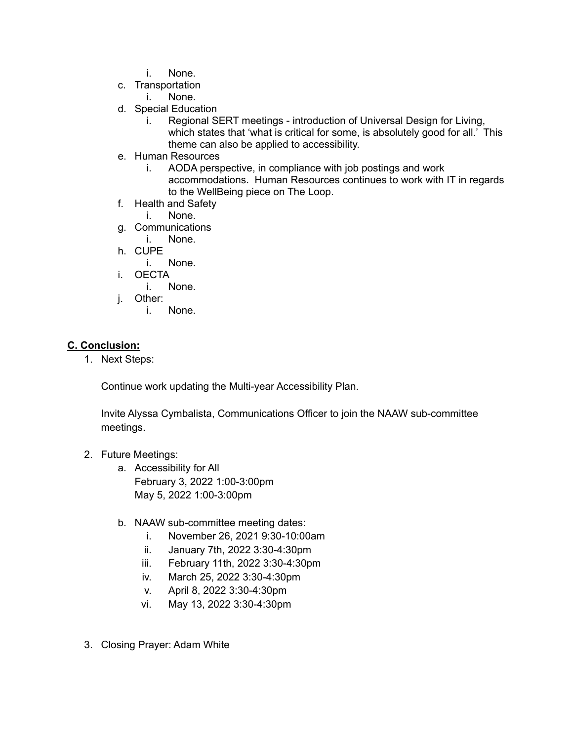- i. None.
- c. Transportation
   - i. None.
- d. Special Education
   - i. Regional SERT meetings - introduction of Universal Design for Living, which states that 'what is critical for some, is absolutely good for all.' This theme can also be applied to accessibility.
- e. Human Resources
   - i. AODA perspective, in compliance with job postings and work accommodations. Human Resources continues to work with IT in regards to the WellBeing piece on The Loop.
- f. Health and Safety
   - i. None.
- g. Communications
   - i. None.
- h. CUPE
   - i. None.
- i. OECTA
   - i. None.
- j. Other:
   - i. None.

## C. Conclusion:

1. Next Steps:

   Continue work updating the Multi-year Accessibility Plan.

   Invite Alyssa Cymbalista, Communications Officer to join the NAAW sub-committee meetings.

2. Future Meetings:
   - a. Accessibility for All
     February 3, 2022 1:00-3:00pm
     May 5, 2022 1:00-3:00pm
   - b. NAAW sub-committee meeting dates:
     - i. November 26, 2021 9:30-10:00am
     - ii. January 7th, 2022 3:30-4:30pm
     - iii. February 11th, 2022 3:30-4:30pm
     - iv. March 25, 2022 3:30-4:30pm
     - v. April 8, 2022 3:30-4:30pm
     - vi. May 13, 2022 3:30-4:30pm

3. Closing Prayer: Adam White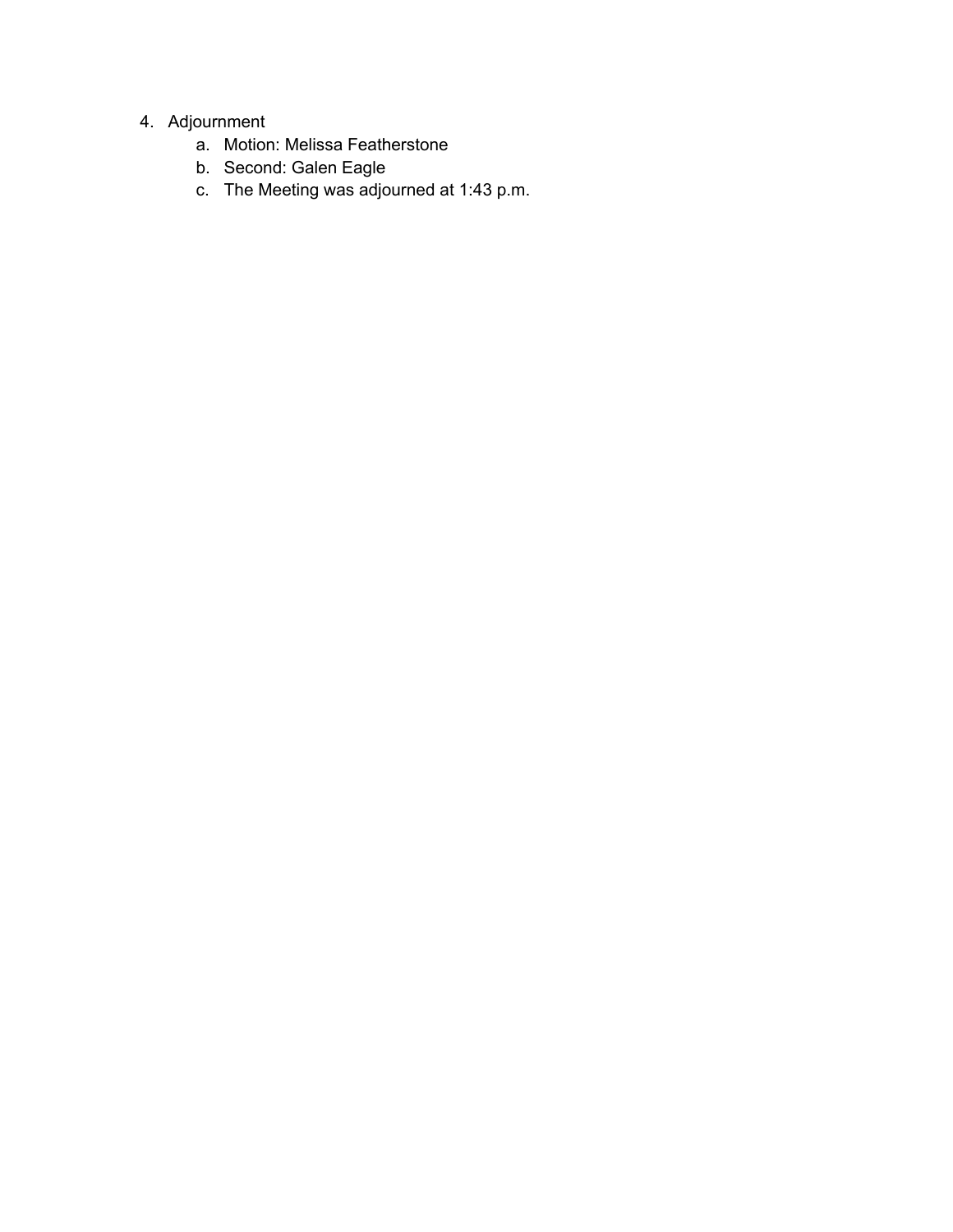4. Adjournment
    a. Motion: Melissa Featherstone
    b. Second: Galen Eagle
    c. The Meeting was adjourned at 1:43 p.m.